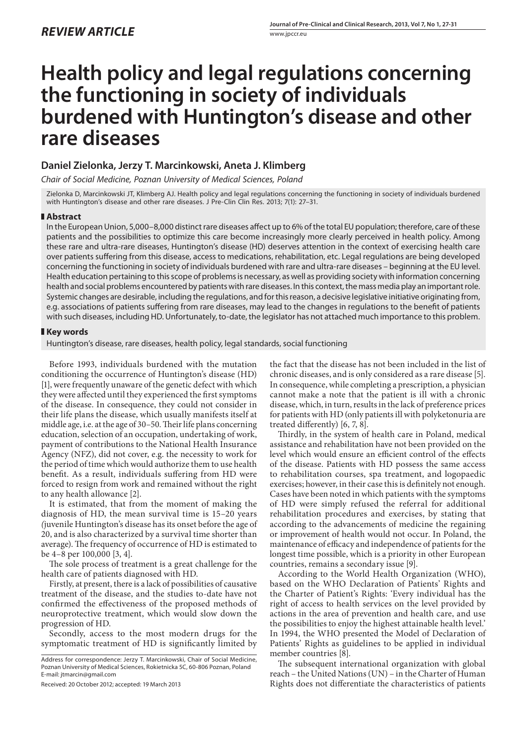*REVIEW ARTICLE*

# Health policy and legal regulations concerning the functioning in society of individuals burdened with Huntington's disease and other rare diseases

**Daniel Zielonka, Jerzy T. Marcinkowski, Aneta J. Klimberg**

*Chair of Social Medicine, Poznan University of Medical Sciences, Poland*

Zielonka D, Marcinkowski JT, Klimberg AJ. Health policy and legal regulations concerning the functioning in society of individuals burdened with Huntington's disease and other rare diseases. J Pre-Clin Clin Res. 2013; 7(1): 27–31.

## Abstract

In the European Union, 5,000–8,000 distinct rare diseases affect up to 6% of the total EU population; therefore, care of these patients and the possibilities to optimize this care become increasingly more clearly perceived in health policy. Among these rare and ultra-rare diseases, Huntington's disease (HD) deserves attention in the context of exercising health care over patients suffering from this disease, access to medications, rehabilitation, etc. Legal regulations are being developed concerning the functioning in society of individuals burdened with rare and ultra-rare diseases – beginning at the EU level. Health education pertaining to this scope of problems is necessary, as well as providing society with information concerning health and social problems encountered by patients with rare diseases. In this context, the mass media play an important role. Systemic changes are desirable, including the regulations, and for this reason, a decisive legislative initiative originating from, e.g. associations of patients suffering from rare diseases, may lead to the changes in regulations to the benefit of patients with such diseases, including HD. Unfortunately, to-date, the legislator has not attached much importance to this problem.

## Key words

Huntington's disease, rare diseases, health policy, legal standards, social functioning

Before 1993, individuals burdened with the mutation conditioning the occurrence of Huntington's disease (HD) [1], were frequently unaware of the genetic defect with which they were affected until they experienced the first symptoms of the disease. In consequence, they could not consider in their life plans the disease, which usually manifests itself at middle age, i.e. at the age of 30–50. Their life plans concerning education, selection of an occupation, undertaking of work, payment of contributions to the National Health Insurance Agency (NFZ), did not cover, e.g. the necessity to work for the period of time which would authorize them to use health benefit. As a result, individuals suffering from HD were forced to resign from work and remained without the right to any health allowance [2].

It is estimated, that from the moment of making the diagnosis of HD, the mean survival time is 15–20 years (juvenile Huntington's disease has its onset before the age of 20, and is also characterized by a survival time shorter than average). The frequency of occurrence of HD is estimated to be 4–8 per 100,000 [3, 4].

The sole process of treatment is a great challenge for the health care of patients diagnosed with HD.

Firstly, at present, there is a lack of possibilities of causative treatment of the disease, and the studies to-date have not confirmed the effectiveness of the proposed methods of neuroprotective treatment, which would slow down the progression of HD.

Secondly, access to the most modern drugs for the symptomatic treatment of HD is significantly limited by the fact that the disease has not been included in the list of chronic diseases, and is only considered as a rare disease [5]. In consequence, while completing a prescription, a physician cannot make a note that the patient is ill with a chronic disease, which, in turn, results in the lack of preference prices for patients with HD (only patients ill with polyketonuria are treated differently) [6, 7, 8].

Thirdly, in the system of health care in Poland, medical assistance and rehabilitation have not been provided on the level which would ensure an efficient control of the effects of the disease. Patients with HD possess the same access to rehabilitation courses, spa treatment, and logopaedic exercises; however, in their case this is definitely not enough. Cases have been noted in which patients with the symptoms of HD were simply refused the referral for additional rehabilitation procedures and exercises, by stating that according to the advancements of medicine the regaining or improvement of health would not occur. In Poland, the maintenance of efficacy and independence of patients for the longest time possible, which is a priority in other European countries, remains a secondary issue [9].

According to the World Health Organization (WHO), based on the WHO Declaration of Patients' Rights and the Charter of Patient's Rights: 'Every individual has the right of access to health services on the level provided by actions in the area of prevention and health care, and use the possibilities to enjoy the highest attainable health level.' In 1994, the WHO presented the Model of Declaration of Patients' Rights as guidelines to be applied in individual member countries [8].

The subsequent international organization with global reach – the United Nations (UN) – in the Charter of Human Rights does not differentiate the characteristics of patients

Address for correspondence: Jerzy T. Marcinkowski, Chair of Social Medicine, Poznan University of Medical Sciences, Rokietnicka 5C, 60-806 Poznan, Poland
E-mail: jtmarcin@gmail.com

Received: 20 October 2012; accepted: 19 March 2013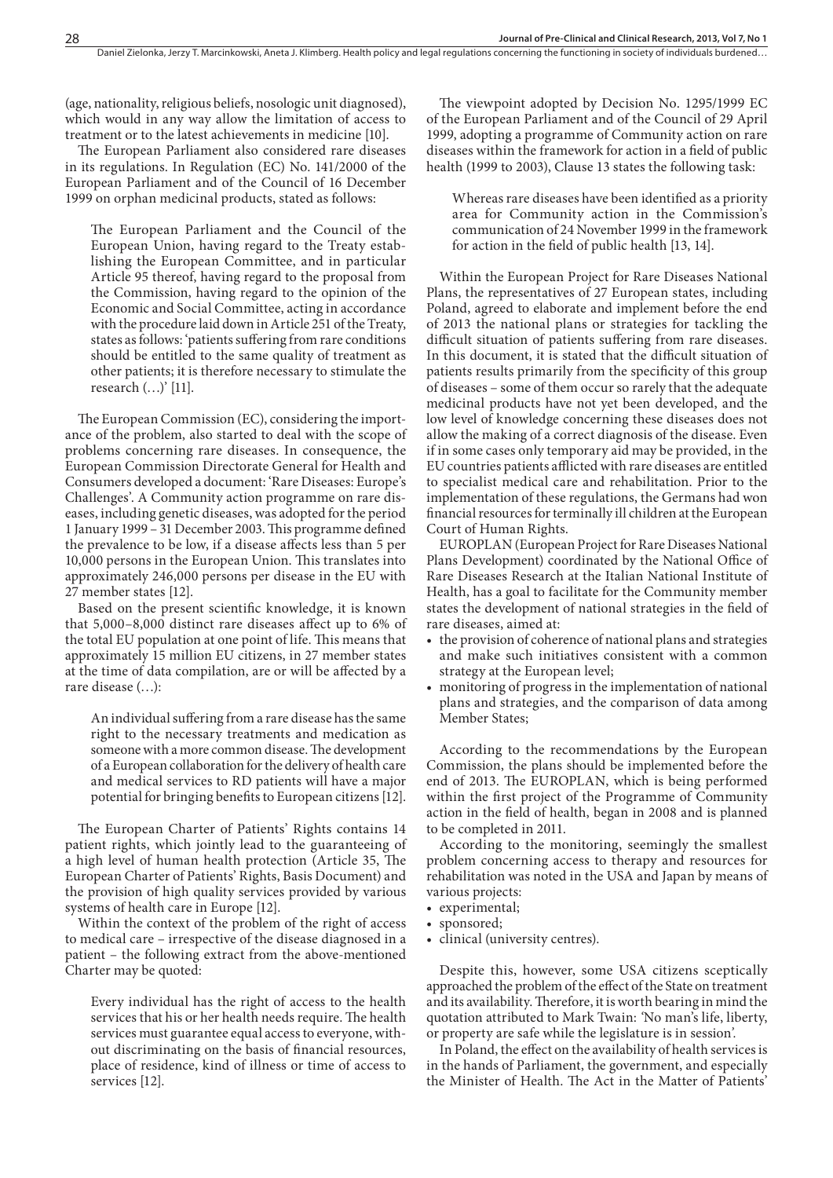(age, nationality, religious beliefs, nosologic unit diagnosed), which would in any way allow the limitation of access to treatment or to the latest achievements in medicine [10].

The European Parliament also considered rare diseases in its regulations. In Regulation (EC) No. 141/2000 of the European Parliament and of the Council of 16 December 1999 on orphan medicinal products, stated as follows:

> The European Parliament and the Council of the European Union, having regard to the Treaty establishing the European Committee, and in particular Article 95 thereof, having regard to the proposal from the Commission, having regard to the opinion of the Economic and Social Committee, acting in accordance with the procedure laid down in Article 251 of the Treaty, states as follows: 'patients suffering from rare conditions should be entitled to the same quality of treatment as other patients; it is therefore necessary to stimulate the research (…)' [11].

The European Commission (EC), considering the importance of the problem, also started to deal with the scope of problems concerning rare diseases. In consequence, the European Commission Directorate General for Health and Consumers developed a document: 'Rare Diseases: Europe's Challenges'. A Community action programme on rare diseases, including genetic diseases, was adopted for the period 1 January 1999 – 31 December 2003. This programme defined the prevalence to be low, if a disease affects less than 5 per 10,000 persons in the European Union. This translates into approximately 246,000 persons per disease in the EU with 27 member states [12].

Based on the present scientific knowledge, it is known that 5,000–8,000 distinct rare diseases affect up to 6% of the total EU population at one point of life. This means that approximately 15 million EU citizens, in 27 member states at the time of data compilation, are or will be affected by a rare disease (…):

> An individual suffering from a rare disease has the same right to the necessary treatments and medication as someone with a more common disease. The development of a European collaboration for the delivery of health care and medical services to RD patients will have a major potential for bringing benefits to European citizens [12].

The European Charter of Patients' Rights contains 14 patient rights, which jointly lead to the guaranteeing of a high level of human health protection (Article 35, The European Charter of Patients' Rights, Basis Document) and the provision of high quality services provided by various systems of health care in Europe [12].

Within the context of the problem of the right of access to medical care – irrespective of the disease diagnosed in a patient – the following extract from the above-mentioned Charter may be quoted:

> Every individual has the right of access to the health services that his or her health needs require. The health services must guarantee equal access to everyone, without discriminating on the basis of financial resources, place of residence, kind of illness or time of access to services [12].

The viewpoint adopted by Decision No. 1295/1999 EC of the European Parliament and of the Council of 29 April 1999, adopting a programme of Community action on rare diseases within the framework for action in a field of public health (1999 to 2003), Clause 13 states the following task:

> Whereas rare diseases have been identified as a priority area for Community action in the Commission's communication of 24 November 1999 in the framework for action in the field of public health [13, 14].

Within the European Project for Rare Diseases National Plans, the representatives of 27 European states, including Poland, agreed to elaborate and implement before the end of 2013 the national plans or strategies for tackling the difficult situation of patients suffering from rare diseases. In this document, it is stated that the difficult situation of patients results primarily from the specificity of this group of diseases – some of them occur so rarely that the adequate medicinal products have not yet been developed, and the low level of knowledge concerning these diseases does not allow the making of a correct diagnosis of the disease. Even if in some cases only temporary aid may be provided, in the EU countries patients afflicted with rare diseases are entitled to specialist medical care and rehabilitation. Prior to the implementation of these regulations, the Germans had won financial resources for terminally ill children at the European Court of Human Rights.

EUROPLAN (European Project for Rare Diseases National Plans Development) coordinated by the National Office of Rare Diseases Research at the Italian National Institute of Health, has a goal to facilitate for the Community member states the development of national strategies in the field of rare diseases, aimed at:

- the provision of coherence of national plans and strategies and make such initiatives consistent with a common strategy at the European level;
- monitoring of progress in the implementation of national plans and strategies, and the comparison of data among Member States;

According to the recommendations by the European Commission, the plans should be implemented before the end of 2013. The EUROPLAN, which is being performed within the first project of the Programme of Community action in the field of health, began in 2008 and is planned to be completed in 2011.

According to the monitoring, seemingly the smallest problem concerning access to therapy and resources for rehabilitation was noted in the USA and Japan by means of various projects:

- experimental;
- sponsored;
- clinical (university centres).

Despite this, however, some USA citizens sceptically approached the problem of the effect of the State on treatment and its availability. Therefore, it is worth bearing in mind the quotation attributed to Mark Twain: 'No man's life, liberty, or property are safe while the legislature is in session'.

In Poland, the effect on the availability of health services is in the hands of Parliament, the government, and especially the Minister of Health. The Act in the Matter of Patients'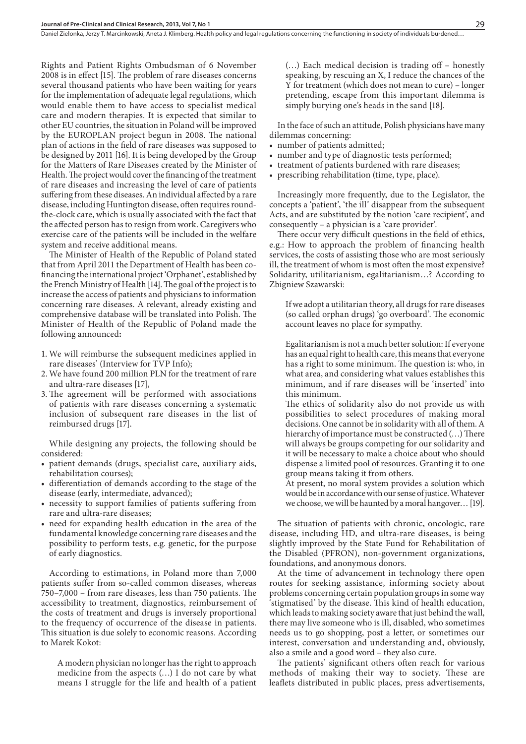Rights and Patient Rights Ombudsman of 6 November 2008 is in effect [15]. The problem of rare diseases concerns several thousand patients who have been waiting for years for the implementation of adequate legal regulations, which would enable them to have access to specialist medical care and modern therapies. It is expected that similar to other EU countries, the situation in Poland will be improved by the EUROPLAN project begun in 2008. The national plan of actions in the field of rare diseases was supposed to be designed by 2011 [16]. It is being developed by the Group for the Matters of Rare Diseases created by the Minister of Health. The project would cover the financing of the treatment of rare diseases and increasing the level of care of patients suffering from these diseases. An individual affected by a rare disease, including Huntington disease, often requires round-the-clock care, which is usually associated with the fact that the affected person has to resign from work. Caregivers who exercise care of the patients will be included in the welfare system and receive additional means.

The Minister of Health of the Republic of Poland stated that from April 2011 the Department of Health has been co-financing the international project 'Orphanet', established by the French Ministry of Health [14]. The goal of the project is to increase the access of patients and physicians to information concerning rare diseases. A relevant, already existing and comprehensive database will be translated into Polish. The Minister of Health of the Republic of Poland made the following announced**:**

1. We will reimburse the subsequent medicines applied in rare diseases' (Interview for TVP Info);
2. We have found 200 million PLN for the treatment of rare and ultra-rare diseases [17],
3. The agreement will be performed with associations of patients with rare diseases concerning a systematic inclusion of subsequent rare diseases in the list of reimbursed drugs [17].

While designing any projects, the following should be considered:

- patient demands (drugs, specialist care, auxiliary aids, rehabilitation courses);
- differentiation of demands according to the stage of the disease (early, intermediate, advanced);
- necessity to support families of patients suffering from rare and ultra-rare diseases;
- need for expanding health education in the area of the fundamental knowledge concerning rare diseases and the possibility to perform tests, e.g. genetic, for the purpose of early diagnostics.

According to estimations, in Poland more than 7,000 patients suffer from so-called common diseases, whereas 750–7,000 – from rare diseases, less than 750 patients. The accessibility to treatment, diagnostics, reimbursement of the costs of treatment and drugs is inversely proportional to the frequency of occurrence of the disease in patients. This situation is due solely to economic reasons. According to Marek Kokot:

> A modern physician no longer has the right to approach medicine from the aspects (…) I do not care by what means I struggle for the life and health of a patient (…) Each medical decision is trading off – honestly speaking, by rescuing an X, I reduce the chances of the Y for treatment (which does not mean to cure) – longer pretending, escape from this important dilemma is simply burying one's heads in the sand [18].

In the face of such an attitude, Polish physicians have many dilemmas concerning:

- number of patients admitted;
- number and type of diagnostic tests performed;
- treatment of patients burdened with rare diseases;
- prescribing rehabilitation (time, type, place).

Increasingly more frequently, due to the Legislator, the concepts a 'patient', 'the ill' disappear from the subsequent Acts, and are substituted by the notion 'care recipient', and consequently – a physician is a 'care provider'.

There occur very difficult questions in the field of ethics, e.g.: How to approach the problem of financing health services, the costs of assisting those who are most seriously ill, the treatment of whom is most often the most expensive? Solidarity, utilitarianism, egalitarianism…? According to Zbigniew Szawarski:

> If we adopt a utilitarian theory, all drugs for rare diseases (so called orphan drugs) 'go overboard'. The economic account leaves no place for sympathy.
>
> Egalitarianism is not a much better solution: If everyone has an equal right to health care, this means that everyone has a right to some minimum. The question is: who, in what area, and considering what values establishes this minimum, and if rare diseases will be 'inserted' into this minimum.
>
> The ethics of solidarity also do not provide us with possibilities to select procedures of making moral decisions. One cannot be in solidarity with all of them. A hierarchy of importance must be constructed (…) There will always be groups competing for our solidarity and it will be necessary to make a choice about who should dispense a limited pool of resources. Granting it to one group means taking it from others.
>
> At present, no moral system provides a solution which would be in accordance with our sense of justice. Whatever we choose, we will be haunted by a moral hangover… [19].

The situation of patients with chronic, oncologic, rare disease, including HD, and ultra-rare diseases, is being slightly improved by the State Fund for Rehabilitation of the Disabled (PFRON), non-government organizations, foundations, and anonymous donors.

At the time of advancement in technology there open routes for seeking assistance, informing society about problems concerning certain population groups in some way 'stigmatised' by the disease. This kind of health education, which leads to making society aware that just behind the wall, there may live someone who is ill, disabled, who sometimes needs us to go shopping, post a letter, or sometimes our interest, conversation and understanding and, obviously, also a smile and a good word – they also cure.

The patients' significant others often reach for various methods of making their way to society. These are leaflets distributed in public places, press advertisements,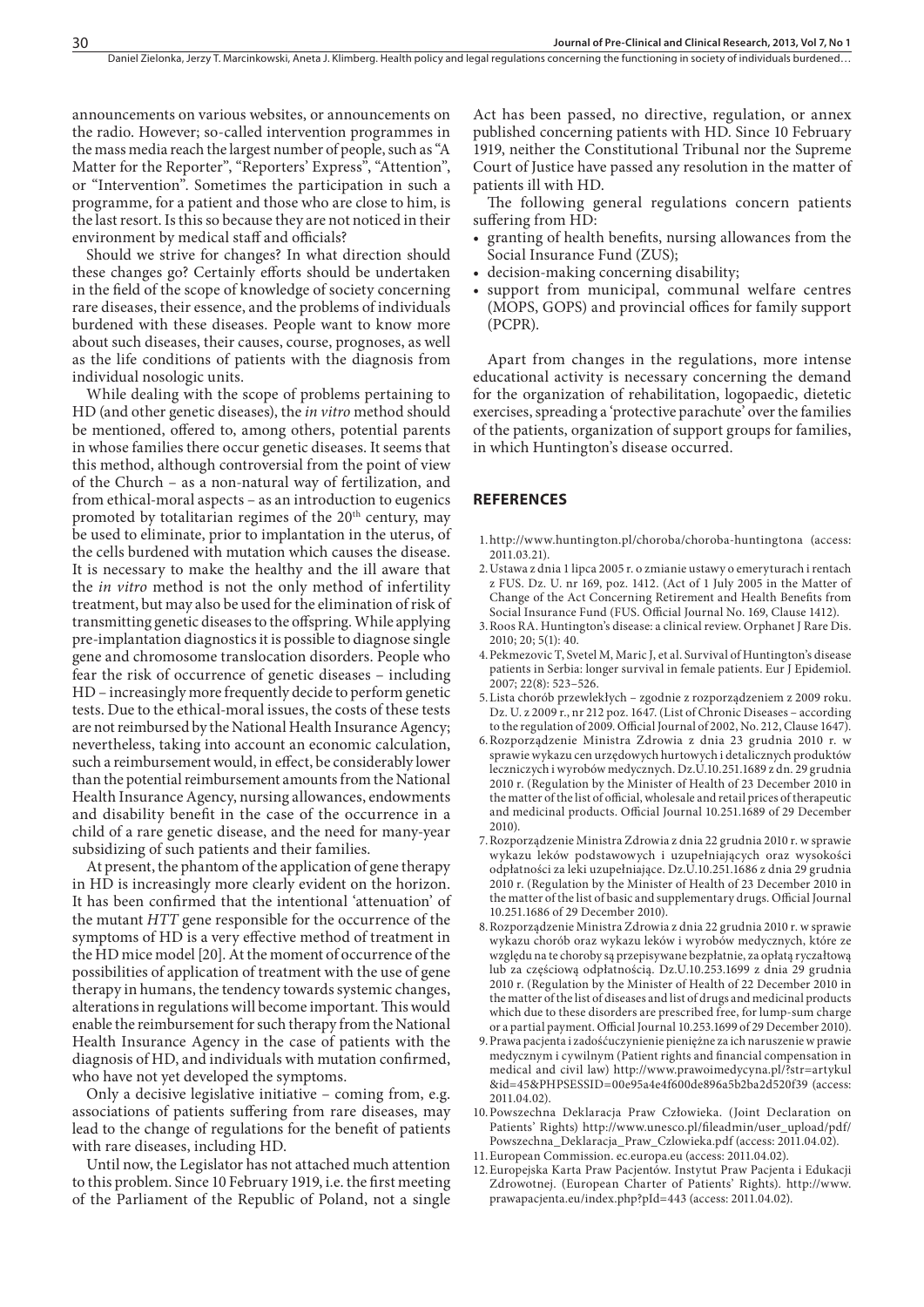announcements on various websites, or announcements on the radio. However; so-called intervention programmes in the mass media reach the largest number of people, such as "A Matter for the Reporter", "Reporters' Express", "Attention", or "Intervention". Sometimes the participation in such a programme, for a patient and those who are close to him, is the last resort. Is this so because they are not noticed in their environment by medical staff and officials?

Should we strive for changes? In what direction should these changes go? Certainly efforts should be undertaken in the field of the scope of knowledge of society concerning rare diseases, their essence, and the problems of individuals burdened with these diseases. People want to know more about such diseases, their causes, course, prognoses, as well as the life conditions of patients with the diagnosis from individual nosologic units.

While dealing with the scope of problems pertaining to HD (and other genetic diseases), the *in vitro* method should be mentioned, offered to, among others, potential parents in whose families there occur genetic diseases. It seems that this method, although controversial from the point of view of the Church – as a non-natural way of fertilization, and from ethical-moral aspects – as an introduction to eugenics promoted by totalitarian regimes of the 20th century, may be used to eliminate, prior to implantation in the uterus, of the cells burdened with mutation which causes the disease. It is necessary to make the healthy and the ill aware that the *in vitro* method is not the only method of infertility treatment, but may also be used for the elimination of risk of transmitting genetic diseases to the offspring. While applying pre-implantation diagnostics it is possible to diagnose single gene and chromosome translocation disorders. People who fear the risk of occurrence of genetic diseases – including HD – increasingly more frequently decide to perform genetic tests. Due to the ethical-moral issues, the costs of these tests are not reimbursed by the National Health Insurance Agency; nevertheless, taking into account an economic calculation, such a reimbursement would, in effect, be considerably lower than the potential reimbursement amounts from the National Health Insurance Agency, nursing allowances, endowments and disability benefit in the case of the occurrence in a child of a rare genetic disease, and the need for many-year subsidizing of such patients and their families.

At present, the phantom of the application of gene therapy in HD is increasingly more clearly evident on the horizon. It has been confirmed that the intentional 'attenuation' of the mutant *HTT* gene responsible for the occurrence of the symptoms of HD is a very effective method of treatment in the HD mice model [20]. At the moment of occurrence of the possibilities of application of treatment with the use of gene therapy in humans, the tendency towards systemic changes, alterations in regulations will become important. This would enable the reimbursement for such therapy from the National Health Insurance Agency in the case of patients with the diagnosis of HD, and individuals with mutation confirmed, who have not yet developed the symptoms.

Only a decisive legislative initiative – coming from, e.g. associations of patients suffering from rare diseases, may lead to the change of regulations for the benefit of patients with rare diseases, including HD.

Until now, the Legislator has not attached much attention to this problem. Since 10 February 1919, i.e. the first meeting of the Parliament of the Republic of Poland, not a single Act has been passed, no directive, regulation, or annex published concerning patients with HD. Since 10 February 1919, neither the Constitutional Tribunal nor the Supreme Court of Justice have passed any resolution in the matter of patients ill with HD.

The following general regulations concern patients suffering from HD:

- granting of health benefits, nursing allowances from the Social Insurance Fund (ZUS);
- decision-making concerning disability;
- support from municipal, communal welfare centres (MOPS, GOPS) and provincial offices for family support (PCPR).

Apart from changes in the regulations, more intense educational activity is necessary concerning the demand for the organization of rehabilitation, logopaedic, dietetic exercises, spreading a 'protective parachute' over the families of the patients, organization of support groups for families, in which Huntington's disease occurred.

## REFERENCES

1. http://www.huntington.pl/choroba/choroba-huntingtona (access: 2011.03.21).
2. Ustawa z dnia 1 lipca 2005 r. o zmianie ustawy o emeryturach i rentach z FUS. Dz. U. nr 169, poz. 1412. (Act of 1 July 2005 in the Matter of Change of the Act Concerning Retirement and Health Benefits from Social Insurance Fund (FUS. Official Journal No. 169, Clause 1412).
3. Roos RA. Huntington's disease: a clinical review. Orphanet J Rare Dis. 2010; 20; 5(1): 40.
4. Pekmezovic T, Svetel M, Maric J, et al. Survival of Huntington's disease patients in Serbia: longer survival in female patients. Eur J Epidemiol. 2007; 22(8): 523–526.
5. Lista chorób przewlekłych – zgodnie z rozporządzeniem z 2009 roku. Dz. U. z 2009 r., nr 212 poz. 1647. (List of Chronic Diseases – according to the regulation of 2009. Official Journal of 2002, No. 212, Clause 1647).
6. Rozporządzenie Ministra Zdrowia z dnia 23 grudnia 2010 r. w sprawie wykazu cen urzędowych hurtowych i detalicznych produktów leczniczych i wyrobów medycznych. Dz.U.10.251.1689 z dn. 29 grudnia 2010 r. (Regulation by the Minister of Health of 23 December 2010 in the matter of the list of official, wholesale and retail prices of therapeutic and medicinal products. Official Journal 10.251.1689 of 29 December 2010).
7. Rozporządzenie Ministra Zdrowia z dnia 22 grudnia 2010 r. w sprawie wykazu leków podstawowych i uzupełniających oraz wysokości odpłatności za leki uzupełniające. Dz.U.10.251.1686 z dnia 29 grudnia 2010 r. (Regulation by the Minister of Health of 23 December 2010 in the matter of the list of basic and supplementary drugs. Official Journal 10.251.1686 of 29 December 2010).
8. Rozporządzenie Ministra Zdrowia z dnia 22 grudnia 2010 r. w sprawie wykazu chorób oraz wykazu leków i wyrobów medycznych, które ze względu na te choroby są przepisywane bezpłatnie, za opłatą ryczałtową lub za częściową odpłatnością. Dz.U.10.253.1699 z dnia 29 grudnia 2010 r. (Regulation by the Minister of Health of 22 December 2010 in the matter of the list of diseases and list of drugs and medicinal products which due to these disorders are prescribed free, for lump-sum charge or a partial payment. Official Journal 10.253.1699 of 29 December 2010).
9. Prawa pacjenta i zadośćuczynienie pieniężne za ich naruszenie w prawie medycznym i cywilnym (Patient rights and financial compensation in medical and civil law) http://www.prawoimedycyna.pl/?str=artykul&id=45&PHPSESSID=00e95a4e4f600de896a5b2ba2d520f39 (access: 2011.04.02).
10. Powszechna Deklaracja Praw Człowieka. (Joint Declaration on Patients' Rights) http://www.unesco.pl/fileadmin/user_upload/pdf/Powszechna_Deklaracja_Praw_Czlowieka.pdf (access: 2011.04.02).
11. European Commission. ec.europa.eu (access: 2011.04.02).
12. Europejska Karta Praw Pacjentów. Instytut Praw Pacjenta i Edukacji Zdrowotnej. (European Charter of Patients' Rights). http://www.prawapacjenta.eu/index.php?pId=443 (access: 2011.04.02).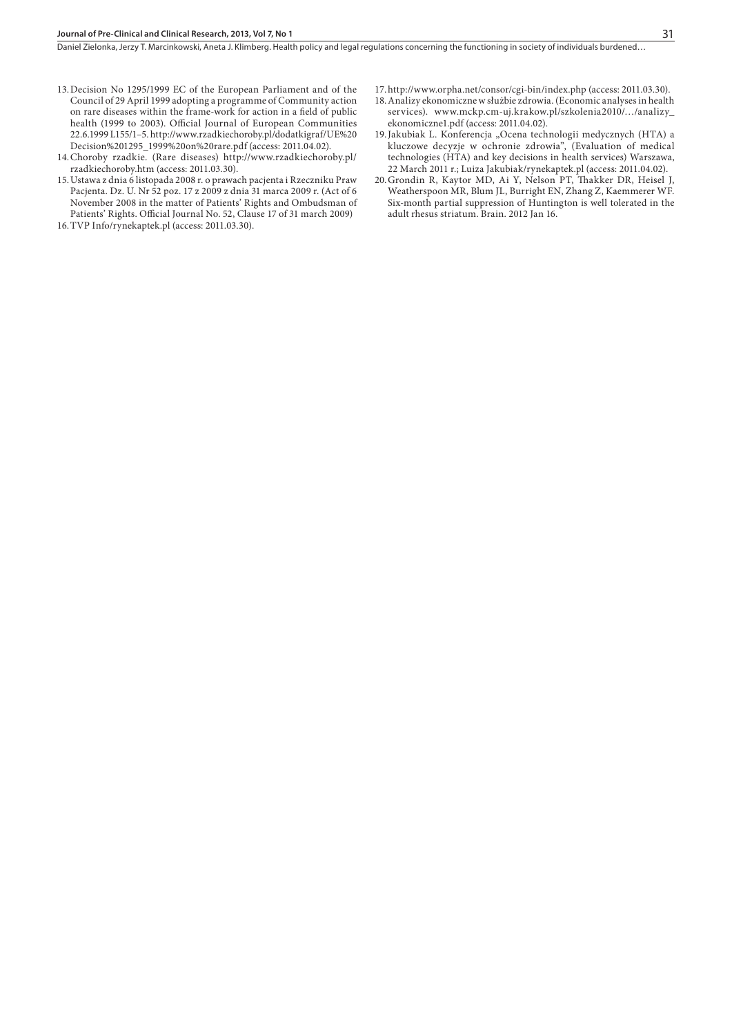13. Decision No 1295/1999 EC of the European Parliament and of the Council of 29 April 1999 adopting a programme of Community action on rare diseases within the frame-work for action in a field of public health (1999 to 2003). Official Journal of European Communities 22.6.1999 L155/1–5. http://www.rzadkiechoroby.pl/dodatkigraf/UE%20Decision%201295_1999%20on%20rare.pdf (access: 2011.04.02).
14. Choroby rzadkie. (Rare diseases) http://www.rzadkiechoroby.pl/rzadkiechoroby.htm (access: 2011.03.30).
15. Ustawa z dnia 6 listopada 2008 r. o prawach pacjenta i Rzeczniku Praw Pacjenta. Dz. U. Nr 52 poz. 17 z 2009 z dnia 31 marca 2009 r. (Act of 6 November 2008 in the matter of Patients' Rights and Ombudsman of Patients' Rights. Official Journal No. 52, Clause 17 of 31 march 2009)
16. TVP Info/rynekaptek.pl (access: 2011.03.30).
17. http://www.orpha.net/consor/cgi-bin/index.php (access: 2011.03.30).
18. Analizy ekonomiczne w służbie zdrowia. (Economic analyses in health services). www.mckp.cm-uj.krakow.pl/szkolenia2010/…/analizy_ekonomiczne1.pdf (access: 2011.04.02).
19. Jakubiak L. Konferencja „Ocena technologii medycznych (HTA) a kluczowe decyzje w ochronie zdrowia", (Evaluation of medical technologies (HTA) and key decisions in health services) Warszawa, 22 March 2011 r.; Luiza Jakubiak/rynekaptek.pl (access: 2011.04.02).
20. Grondin R, Kaytor MD, Ai Y, Nelson PT, Thakker DR, Heisel J, Weatherspoon MR, Blum JL, Burright EN, Zhang Z, Kaemmerer WF. Six-month partial suppression of Huntington is well tolerated in the adult rhesus striatum. Brain. 2012 Jan 16.